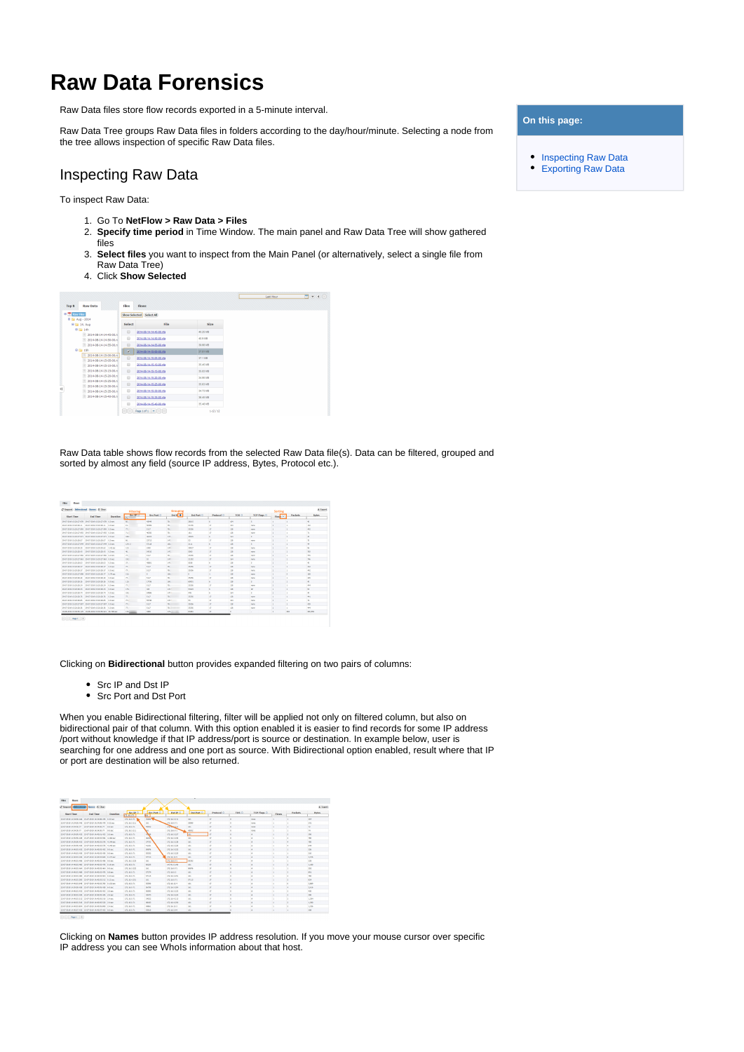# Raw Data Forensics

Raw Data files store flow records exported in a 5-minute interval.

Raw Data Tree groups Raw Data files in folders according to the day/hour/minute. Selecting a node from the tree allows inspection of specific Raw Data files.

**On this page:**

- Inspecting Raw Data
- Exporting Raw Data

## Inspecting Raw Data

To inspect Raw Data:

1. Go To **NetFlow > Raw Data > Files**
2. **Specify time period** in Time Window. The main panel and Raw Data Tree will show gathered files
3. **Select files** you want to inspect from the Main Panel (or alternatively, select a single file from Raw Data Tree)
4. Click **Show Selected**

Raw Data table shows flow records from the selected Raw Data file(s). Data can be filtered, grouped and sorted by almost any field (source IP address, Bytes, Protocol etc.).

Clicking on **Bidirectional** button provides expanded filtering on two pairs of columns:

- Src IP and Dst IP
- Src Port and Dst Port

When you enable Bidirectional filtering, filter will be applied not only on filtered column, but also on bidirectional pair of that column. With this option enabled it is easier to find records for some IP address /port without knowledge if that IP address/port is source or destination. In example below, user is searching for one address and one port as source. With Bidirectional option enabled, result where that IP or port are destination will be also returned.

Clicking on **Names** button provides IP address resolution. If you move your mouse cursor over specific IP address you can see WhoIs information about that host.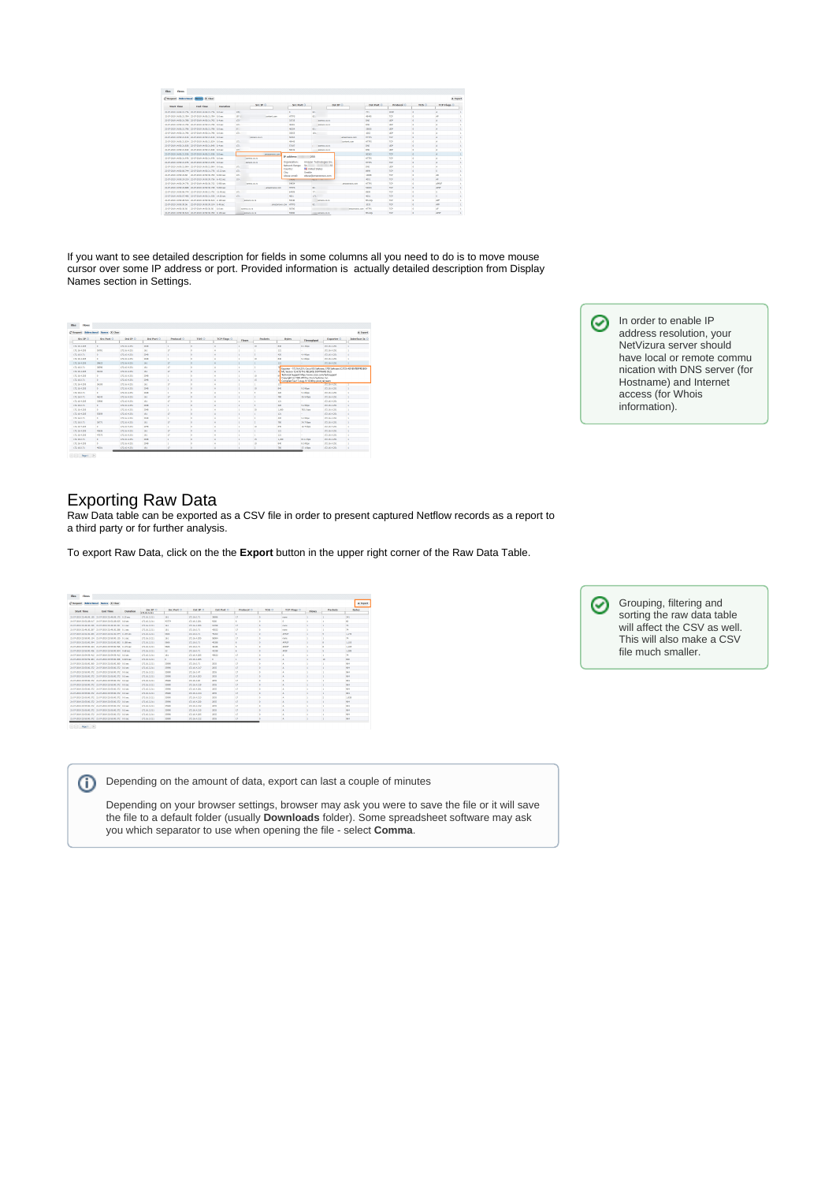If you want to see detailed description for fields in some columns all you need to do is to move mouse cursor over some IP address or port. Provided information is actually detailed description from Display Names section in Settings.

In order to enable IP address resolution, your NetVizura server should have local or remote communication with DNS server (for Hostname) and Internet access (for Whois information).

## Exporting Raw Data

Raw Data table can be exported as a CSV file in order to present captured Netflow records as a report to a third party or for further analysis.

To export Raw Data, click on the the **Export** button in the upper right corner of the Raw Data Table.

Grouping, filtering and sorting the raw data table will affect the CSV as well. This will also make a CSV file much smaller.

Depending on the amount of data, export can last a couple of minutes

Depending on your browser settings, browser may ask you were to save the file or it will save the file to a default folder (usually **Downloads** folder). Some spreadsheet software may ask you which separator to use when opening the file - select **Comma**.